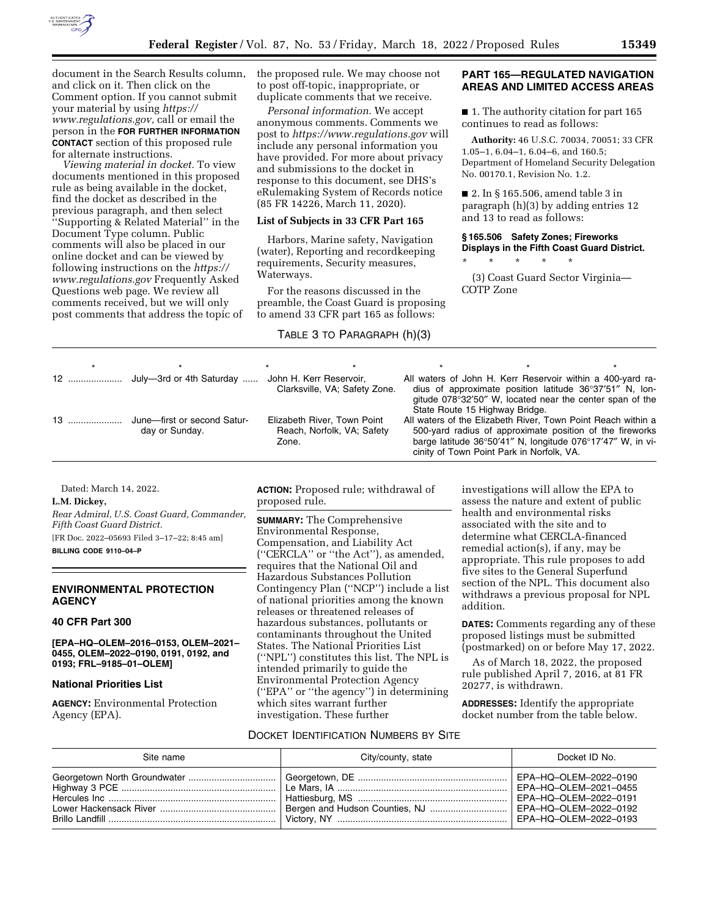document in the Search Results column, and click on it. Then click on the Comment option. If you cannot submit your material by using *https://www.regulations.gov,* call or email the person in the **FOR FURTHER INFORMATION CONTACT** section of this proposed rule for alternate instructions.

*Viewing material in docket.* To view documents mentioned in this proposed rule as being available in the docket, find the docket as described in the previous paragraph, and then select ''Supporting & Related Material'' in the Document Type column. Public comments will also be placed in our online docket and can be viewed by following instructions on the *https://www.regulations.gov* Frequently Asked Questions web page. We review all comments received, but we will only post comments that address the topic of the proposed rule. We may choose not to post off-topic, inappropriate, or duplicate comments that we receive.

*Personal information.* We accept anonymous comments. Comments we post to *https://www.regulations.gov* will include any personal information you have provided. For more about privacy and submissions to the docket in response to this document, see DHS's eRulemaking System of Records notice (85 FR 14226, March 11, 2020).

### List of Subjects in 33 CFR Part 165

Harbors, Marine safety, Navigation (water), Reporting and recordkeeping requirements, Security measures, Waterways.

For the reasons discussed in the preamble, the Coast Guard is proposing to amend 33 CFR part 165 as follows:

## PART 165—REGULATED NAVIGATION AREAS AND LIMITED ACCESS AREAS

■ 1. The authority citation for part 165 continues to read as follows:

**Authority:** 46 U.S.C. 70034, 70051; 33 CFR 1.05–1, 6.04–1, 6.04–6, and 160.5; Department of Homeland Security Delegation No. 00170.1, Revision No. 1.2.

■ 2. In § 165.506, amend table 3 in paragraph (h)(3) by adding entries 12 and 13 to read as follows:

**§ 165.506 Safety Zones; Fireworks Displays in the Fifth Coast Guard District.**

\* \* \* \* \*

(3) Coast Guard Sector Virginia—COTP Zone

TABLE 3 TO PARAGRAPH (h)(3)

| * | * | * | * |
|---|---|---|---|
| 12 | July—3rd or 4th Saturday | John H. Kerr Reservoir, Clarksville, VA; Safety Zone. | All waters of John H. Kerr Reservoir within a 400-yard radius of approximate position latitude 36°37′51″ N, longitude 078°32′50″ W, located near the center span of the State Route 15 Highway Bridge. |
| 13 | June—first or second Saturday or Sunday. | Elizabeth River, Town Point Reach, Norfolk, VA; Safety Zone. | All waters of the Elizabeth River, Town Point Reach within a 500-yard radius of approximate position of the fireworks barge latitude 36°50′41″ N, longitude 076°17′47″ W, in vicinity of Town Point Park in Norfolk, VA. |

Dated: March 14, 2022.

**L.M. Dickey,**

*Rear Admiral, U.S. Coast Guard, Commander, Fifth Coast Guard District.*

[FR Doc. 2022–05693 Filed 3–17–22; 8:45 am]

**BILLING CODE 9110–04–P**

## ENVIRONMENTAL PROTECTION AGENCY

### 40 CFR Part 300

**[EPA–HQ–OLEM–2016–0153, OLEM–2021–0455, OLEM–2022–0190, 0191, 0192, and 0193; FRL–9185–01–OLEM]**

### National Priorities List

**AGENCY:** Environmental Protection Agency (EPA).

**ACTION:** Proposed rule; withdrawal of proposed rule.

**SUMMARY:** The Comprehensive Environmental Response, Compensation, and Liability Act (''CERCLA'' or ''the Act''), as amended, requires that the National Oil and Hazardous Substances Pollution Contingency Plan (''NCP'') include a list of national priorities among the known releases or threatened releases of hazardous substances, pollutants or contaminants throughout the United States. The National Priorities List (''NPL'') constitutes this list. The NPL is intended primarily to guide the Environmental Protection Agency (''EPA'' or ''the agency'') in determining which sites warrant further investigation. These further investigations will allow the EPA to assess the nature and extent of public health and environmental risks associated with the site and to determine what CERCLA-financed remedial action(s), if any, may be appropriate. This rule proposes to add five sites to the General Superfund section of the NPL. This document also withdraws a previous proposal for NPL addition.

**DATES:** Comments regarding any of these proposed listings must be submitted (postmarked) on or before May 17, 2022.

As of March 18, 2022, the proposed rule published April 7, 2016, at 81 FR 20277, is withdrawn.

**ADDRESSES:** Identify the appropriate docket number from the table below.

DOCKET IDENTIFICATION NUMBERS BY SITE

| Site name | City/county, state | Docket ID No. |
|---|---|---|
| Georgetown North Groundwater | Georgetown, DE | EPA–HQ–OLEM–2022–0190 |
| Highway 3 PCE | Le Mars, IA | EPA–HQ–OLEM–2021–0455 |
| Hercules Inc | Hattiesburg, MS | EPA–HQ–OLEM–2022–0191 |
| Lower Hackensack River | Bergen and Hudson Counties, NJ | EPA–HQ–OLEM–2022–0192 |
| Brillo Landfill | Victory, NY | EPA–HQ–OLEM–2022–0193 |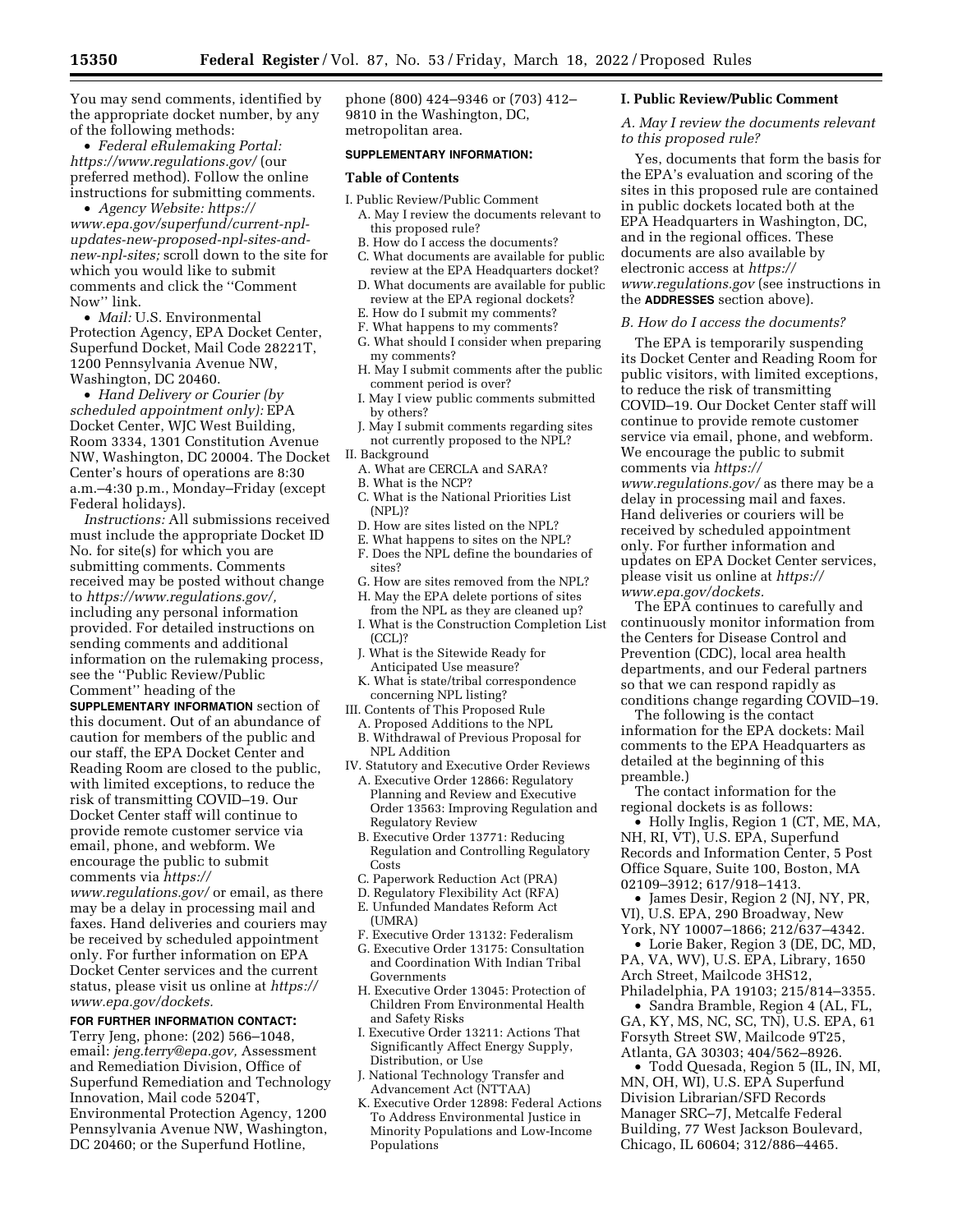You may send comments, identified by the appropriate docket number, by any of the following methods:

- *Federal eRulemaking Portal: https://www.regulations.gov/* (our preferred method). Follow the online instructions for submitting comments.
- *Agency Website: https://www.epa.gov/superfund/current-npl-updates-new-proposed-npl-sites-and-new-npl-sites;* scroll down to the site for which you would like to submit comments and click the "Comment Now" link.
- *Mail:* U.S. Environmental Protection Agency, EPA Docket Center, Superfund Docket, Mail Code 28221T, 1200 Pennsylvania Avenue NW, Washington, DC 20460.
- *Hand Delivery or Courier (by scheduled appointment only):* EPA Docket Center, WJC West Building, Room 3334, 1301 Constitution Avenue NW, Washington, DC 20004. The Docket Center's hours of operations are 8:30 a.m.–4:30 p.m., Monday–Friday (except Federal holidays).

*Instructions:* All submissions received must include the appropriate Docket ID No. for site(s) for which you are submitting comments. Comments received may be posted without change to *https://www.regulations.gov/,* including any personal information provided. For detailed instructions on sending comments and additional information on the rulemaking process, see the "Public Review/Public Comment" heading of the **SUPPLEMENTARY INFORMATION** section of this document. Out of an abundance of caution for members of the public and our staff, the EPA Docket Center and Reading Room are closed to the public, with limited exceptions, to reduce the risk of transmitting COVID–19. Our Docket Center staff will continue to provide remote customer service via email, phone, and webform. We encourage the public to submit comments via *https://www.regulations.gov/* or email, as there may be a delay in processing mail and faxes. Hand deliveries and couriers may be received by scheduled appointment only. For further information on EPA Docket Center services and the current status, please visit us online at *https://www.epa.gov/dockets.*

**FOR FURTHER INFORMATION CONTACT:** Terry Jeng, phone: (202) 566–1048, email: *jeng.terry@epa.gov,* Assessment and Remediation Division, Office of Superfund Remediation and Technology Innovation, Mail code 5204T, Environmental Protection Agency, 1200 Pennsylvania Avenue NW, Washington, DC 20460; or the Superfund Hotline, phone (800) 424–9346 or (703) 412–9810 in the Washington, DC, metropolitan area.

**SUPPLEMENTARY INFORMATION:**

## Table of Contents

- I. Public Review/Public Comment
  - A. May I review the documents relevant to this proposed rule?
  - B. How do I access the documents?
  - C. What documents are available for public review at the EPA Headquarters docket?
  - D. What documents are available for public review at the EPA regional dockets?
  - E. How do I submit my comments?
  - F. What happens to my comments?
  - G. What should I consider when preparing my comments?
  - H. May I submit comments after the public comment period is over?
  - I. May I view public comments submitted by others?
  - J. May I submit comments regarding sites not currently proposed to the NPL?
- II. Background
  - A. What are CERCLA and SARA?
  - B. What is the NCP?
  - C. What is the National Priorities List (NPL)?
  - D. How are sites listed on the NPL?
  - E. What happens to sites on the NPL?
  - F. Does the NPL define the boundaries of sites?
  - G. How are sites removed from the NPL?
  - H. May the EPA delete portions of sites from the NPL as they are cleaned up?
  - I. What is the Construction Completion List (CCL)?
  - J. What is the Sitewide Ready for Anticipated Use measure?
  - K. What is state/tribal correspondence concerning NPL listing?
- III. Contents of This Proposed Rule
  - A. Proposed Additions to the NPL
  - B. Withdrawal of Previous Proposal for NPL Addition
- IV. Statutory and Executive Order Reviews
  - A. Executive Order 12866: Regulatory Planning and Review and Executive Order 13563: Improving Regulation and Regulatory Review
  - B. Executive Order 13771: Reducing Regulation and Controlling Regulatory Costs
  - C. Paperwork Reduction Act (PRA)
  - D. Regulatory Flexibility Act (RFA)
  - E. Unfunded Mandates Reform Act (UMRA)
  - F. Executive Order 13132: Federalism
  - G. Executive Order 13175: Consultation and Coordination With Indian Tribal Governments
  - H. Executive Order 13045: Protection of Children From Environmental Health and Safety Risks
  - I. Executive Order 13211: Actions That Significantly Affect Energy Supply, Distribution, or Use
  - J. National Technology Transfer and Advancement Act (NTTAA)
  - K. Executive Order 12898: Federal Actions To Address Environmental Justice in Minority Populations and Low-Income Populations

## I. Public Review/Public Comment

### *A. May I review the documents relevant to this proposed rule?*

Yes, documents that form the basis for the EPA's evaluation and scoring of the sites in this proposed rule are contained in public dockets located both at the EPA Headquarters in Washington, DC, and in the regional offices. These documents are also available by electronic access at *https://www.regulations.gov* (see instructions in the **ADDRESSES** section above).

### *B. How do I access the documents?*

The EPA is temporarily suspending its Docket Center and Reading Room for public visitors, with limited exceptions, to reduce the risk of transmitting COVID–19. Our Docket Center staff will continue to provide remote customer service via email, phone, and webform. We encourage the public to submit comments via *https://www.regulations.gov/* as there may be a delay in processing mail and faxes. Hand deliveries or couriers will be received by scheduled appointment only. For further information and updates on EPA Docket Center services, please visit us online at *https://www.epa.gov/dockets.*

The EPA continues to carefully and continuously monitor information from the Centers for Disease Control and Prevention (CDC), local area health departments, and our Federal partners so that we can respond rapidly as conditions change regarding COVID–19.

The following is the contact information for the EPA dockets: Mail comments to the EPA Headquarters as detailed at the beginning of this preamble.)

The contact information for the regional dockets is as follows:

- Holly Inglis, Region 1 (CT, ME, MA, NH, RI, VT), U.S. EPA, Superfund Records and Information Center, 5 Post Office Square, Suite 100, Boston, MA 02109–3912; 617/918–1413.
- James Desir, Region 2 (NJ, NY, PR, VI), U.S. EPA, 290 Broadway, New York, NY 10007–1866; 212/637–4342.
- Lorie Baker, Region 3 (DE, DC, MD, PA, VA, WV), U.S. EPA, Library, 1650 Arch Street, Mailcode 3HS12, Philadelphia, PA 19103; 215/814–3355.
- Sandra Bramble, Region 4 (AL, FL, GA, KY, MS, NC, SC, TN), U.S. EPA, 61 Forsyth Street SW, Mailcode 9T25, Atlanta, GA 30303; 404/562–8926.
- Todd Quesada, Region 5 (IL, IN, MI, MN, OH, WI), U.S. EPA Superfund Division Librarian/SFD Records Manager SRC–7J, Metcalfe Federal Building, 77 West Jackson Boulevard, Chicago, IL 60604; 312/886–4465.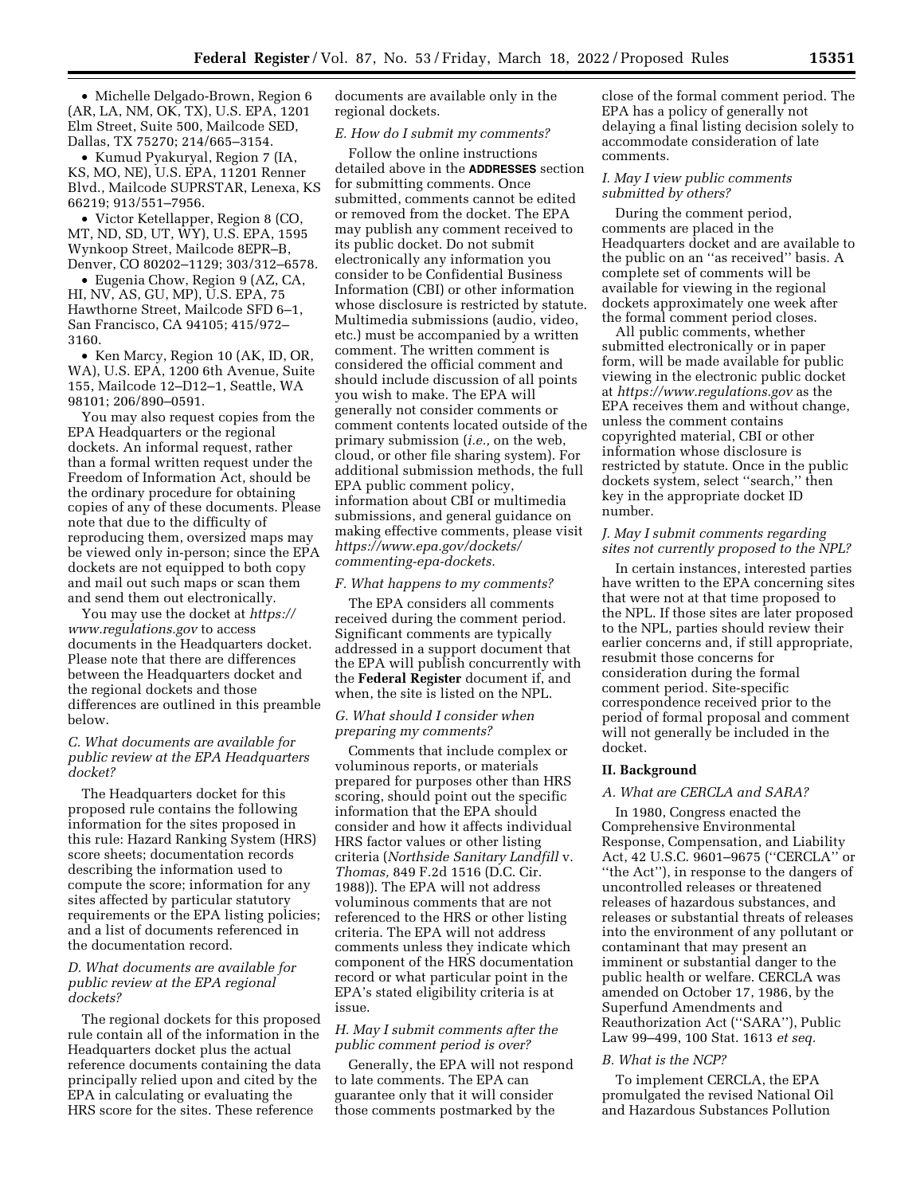- Michelle Delgado-Brown, Region 6 (AR, LA, NM, OK, TX), U.S. EPA, 1201 Elm Street, Suite 500, Mailcode SED, Dallas, TX 75270; 214/665–3154.
- Kumud Pyakuryal, Region 7 (IA, KS, MO, NE), U.S. EPA, 11201 Renner Blvd., Mailcode SUPRSTAR, Lenexa, KS 66219; 913/551–7956.
- Victor Ketellapper, Region 8 (CO, MT, ND, SD, UT, WY), U.S. EPA, 1595 Wynkoop Street, Mailcode 8EPR–B, Denver, CO 80202–1129; 303/312–6578.
- Eugenia Chow, Region 9 (AZ, CA, HI, NV, AS, GU, MP), U.S. EPA, 75 Hawthorne Street, Mailcode SFD 6–1, San Francisco, CA 94105; 415/972–3160.
- Ken Marcy, Region 10 (AK, ID, OR, WA), U.S. EPA, 1200 6th Avenue, Suite 155, Mailcode 12–D12–1, Seattle, WA 98101; 206/890–0591.

You may also request copies from the EPA Headquarters or the regional dockets. An informal request, rather than a formal written request under the Freedom of Information Act, should be the ordinary procedure for obtaining copies of any of these documents. Please note that due to the difficulty of reproducing them, oversized maps may be viewed only in-person; since the EPA dockets are not equipped to both copy and mail out such maps or scan them and send them out electronically.

You may use the docket at *https://www.regulations.gov* to access documents in the Headquarters docket. Please note that there are differences between the Headquarters docket and the regional dockets and those differences are outlined in this preamble below.

### *C. What documents are available for public review at the EPA Headquarters docket?*

The Headquarters docket for this proposed rule contains the following information for the sites proposed in this rule: Hazard Ranking System (HRS) score sheets; documentation records describing the information used to compute the score; information for any sites affected by particular statutory requirements or the EPA listing policies; and a list of documents referenced in the documentation record.

### *D. What documents are available for public review at the EPA regional dockets?*

The regional dockets for this proposed rule contain all of the information in the Headquarters docket plus the actual reference documents containing the data principally relied upon and cited by the EPA in calculating or evaluating the HRS score for the sites. These reference documents are available only in the regional dockets.

### *E. How do I submit my comments?*

Follow the online instructions detailed above in the **ADDRESSES** section for submitting comments. Once submitted, comments cannot be edited or removed from the docket. The EPA may publish any comment received to its public docket. Do not submit electronically any information you consider to be Confidential Business Information (CBI) or other information whose disclosure is restricted by statute. Multimedia submissions (audio, video, etc.) must be accompanied by a written comment. The written comment is considered the official comment and should include discussion of all points you wish to make. The EPA will generally not consider comments or comment contents located outside of the primary submission (*i.e.,* on the web, cloud, or other file sharing system). For additional submission methods, the full EPA public comment policy, information about CBI or multimedia submissions, and general guidance on making effective comments, please visit *https://www.epa.gov/dockets/commenting-epa-dockets.*

### *F. What happens to my comments?*

The EPA considers all comments received during the comment period. Significant comments are typically addressed in a support document that the EPA will publish concurrently with the **Federal Register** document if, and when, the site is listed on the NPL.

### *G. What should I consider when preparing my comments?*

Comments that include complex or voluminous reports, or materials prepared for purposes other than HRS scoring, should point out the specific information that the EPA should consider and how it affects individual HRS factor values or other listing criteria (*Northside Sanitary Landfill* v. *Thomas,* 849 F.2d 1516 (D.C. Cir. 1988)). The EPA will not address voluminous comments that are not referenced to the HRS or other listing criteria. The EPA will not address comments unless they indicate which component of the HRS documentation record or what particular point in the EPA's stated eligibility criteria is at issue.

### *H. May I submit comments after the public comment period is over?*

Generally, the EPA will not respond to late comments. The EPA can guarantee only that it will consider those comments postmarked by the close of the formal comment period. The EPA has a policy of generally not delaying a final listing decision solely to accommodate consideration of late comments.

### *I. May I view public comments submitted by others?*

During the comment period, comments are placed in the Headquarters docket and are available to the public on an ''as received'' basis. A complete set of comments will be available for viewing in the regional dockets approximately one week after the formal comment period closes.

All public comments, whether submitted electronically or in paper form, will be made available for public viewing in the electronic public docket at *https://www.regulations.gov* as the EPA receives them and without change, unless the comment contains copyrighted material, CBI or other information whose disclosure is restricted by statute. Once in the public dockets system, select ''search,'' then key in the appropriate docket ID number.

### *J. May I submit comments regarding sites not currently proposed to the NPL?*

In certain instances, interested parties have written to the EPA concerning sites that were not at that time proposed to the NPL. If those sites are later proposed to the NPL, parties should review their earlier concerns and, if still appropriate, resubmit those concerns for consideration during the formal comment period. Site-specific correspondence received prior to the period of formal proposal and comment will not generally be included in the docket.

## II. Background

### *A. What are CERCLA and SARA?*

In 1980, Congress enacted the Comprehensive Environmental Response, Compensation, and Liability Act, 42 U.S.C. 9601–9675 (''CERCLA'' or ''the Act''), in response to the dangers of uncontrolled releases or threatened releases of hazardous substances, and releases or substantial threats of releases into the environment of any pollutant or contaminant that may present an imminent or substantial danger to the public health or welfare. CERCLA was amended on October 17, 1986, by the Superfund Amendments and Reauthorization Act (''SARA''), Public Law 99–499, 100 Stat. 1613 *et seq.*

### *B. What is the NCP?*

To implement CERCLA, the EPA promulgated the revised National Oil and Hazardous Substances Pollution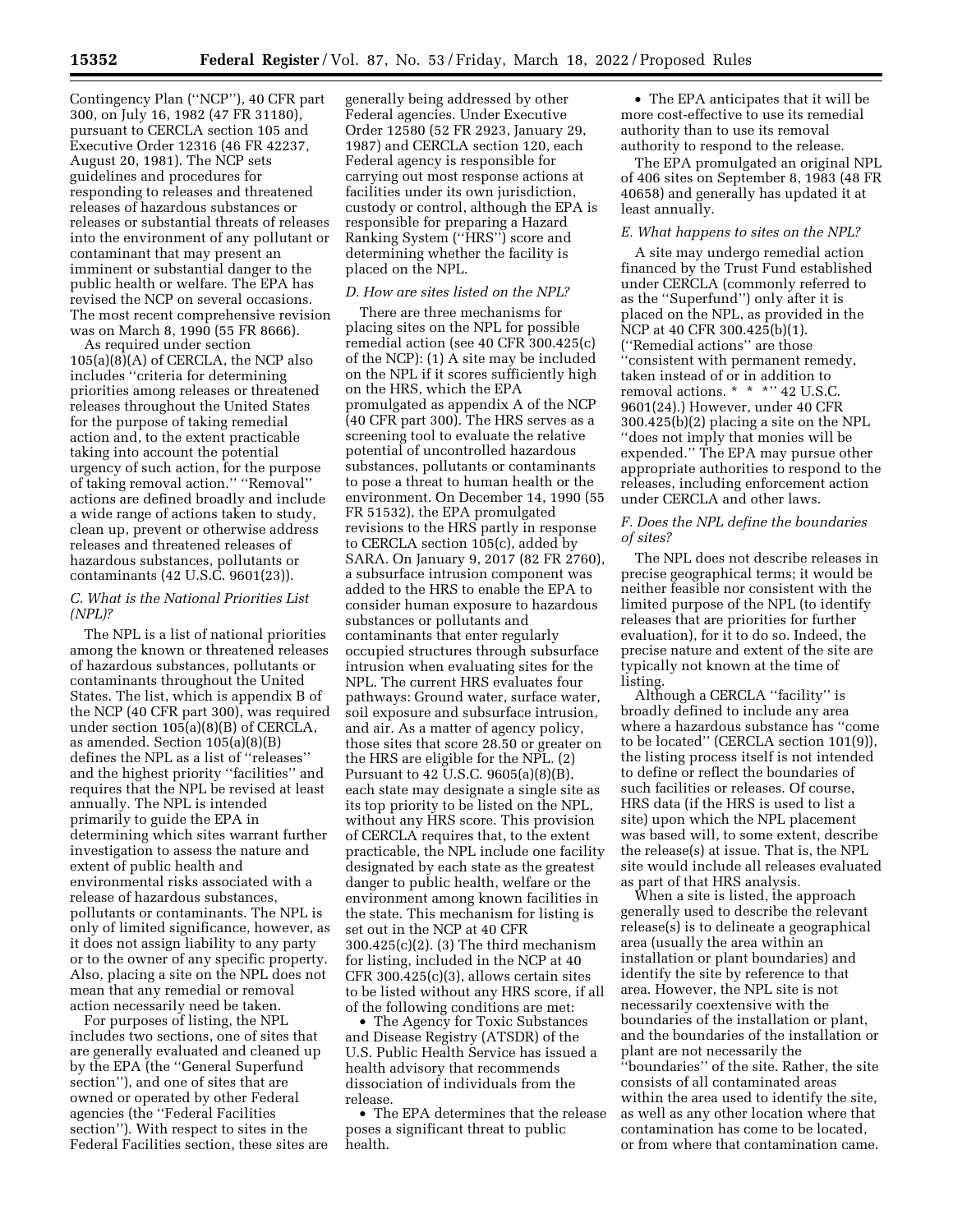Contingency Plan ("NCP"), 40 CFR part 300, on July 16, 1982 (47 FR 31180), pursuant to CERCLA section 105 and Executive Order 12316 (46 FR 42237, August 20, 1981). The NCP sets guidelines and procedures for responding to releases and threatened releases of hazardous substances or releases or substantial threats of releases into the environment of any pollutant or contaminant that may present an imminent or substantial danger to the public health or welfare. The EPA has revised the NCP on several occasions. The most recent comprehensive revision was on March 8, 1990 (55 FR 8666).

As required under section 105(a)(8)(A) of CERCLA, the NCP also includes "criteria for determining priorities among releases or threatened releases throughout the United States for the purpose of taking remedial action and, to the extent practicable taking into account the potential urgency of such action, for the purpose of taking removal action." "Removal" actions are defined broadly and include a wide range of actions taken to study, clean up, prevent or otherwise address releases and threatened releases of hazardous substances, pollutants or contaminants (42 U.S.C. 9601(23)).

### *C. What is the National Priorities List (NPL)?*

The NPL is a list of national priorities among the known or threatened releases of hazardous substances, pollutants or contaminants throughout the United States. The list, which is appendix B of the NCP (40 CFR part 300), was required under section 105(a)(8)(B) of CERCLA, as amended. Section 105(a)(8)(B) defines the NPL as a list of "releases" and the highest priority "facilities" and requires that the NPL be revised at least annually. The NPL is intended primarily to guide the EPA in determining which sites warrant further investigation to assess the nature and extent of public health and environmental risks associated with a release of hazardous substances, pollutants or contaminants. The NPL is only of limited significance, however, as it does not assign liability to any party or to the owner of any specific property. Also, placing a site on the NPL does not mean that any remedial or removal action necessarily need be taken.

For purposes of listing, the NPL includes two sections, one of sites that are generally evaluated and cleaned up by the EPA (the "General Superfund section"), and one of sites that are owned or operated by other Federal agencies (the "Federal Facilities section"). With respect to sites in the Federal Facilities section, these sites are generally being addressed by other Federal agencies. Under Executive Order 12580 (52 FR 2923, January 29, 1987) and CERCLA section 120, each Federal agency is responsible for carrying out most response actions at facilities under its own jurisdiction, custody or control, although the EPA is responsible for preparing a Hazard Ranking System ("HRS") score and determining whether the facility is placed on the NPL.

### *D. How are sites listed on the NPL?*

There are three mechanisms for placing sites on the NPL for possible remedial action (see 40 CFR 300.425(c) of the NCP): (1) A site may be included on the NPL if it scores sufficiently high on the HRS, which the EPA promulgated as appendix A of the NCP (40 CFR part 300). The HRS serves as a screening tool to evaluate the relative potential of uncontrolled hazardous substances, pollutants or contaminants to pose a threat to human health or the environment. On December 14, 1990 (55 FR 51532), the EPA promulgated revisions to the HRS partly in response to CERCLA section 105(c), added by SARA. On January 9, 2017 (82 FR 2760), a subsurface intrusion component was added to the HRS to enable the EPA to consider human exposure to hazardous substances or pollutants and contaminants that enter regularly occupied structures through subsurface intrusion when evaluating sites for the NPL. The current HRS evaluates four pathways: Ground water, surface water, soil exposure and subsurface intrusion, and air. As a matter of agency policy, those sites that score 28.50 or greater on the HRS are eligible for the NPL. (2) Pursuant to 42 U.S.C. 9605(a)(8)(B), each state may designate a single site as its top priority to be listed on the NPL, without any HRS score. This provision of CERCLA requires that, to the extent practicable, the NPL include one facility designated by each state as the greatest danger to public health, welfare or the environment among known facilities in the state. This mechanism for listing is set out in the NCP at 40 CFR 300.425(c)(2). (3) The third mechanism for listing, included in the NCP at 40 CFR 300.425(c)(3), allows certain sites to be listed without any HRS score, if all of the following conditions are met:

- The Agency for Toxic Substances and Disease Registry (ATSDR) of the U.S. Public Health Service has issued a health advisory that recommends dissociation of individuals from the release.
- The EPA determines that the release poses a significant threat to public health.
- The EPA anticipates that it will be more cost-effective to use its remedial authority than to use its removal authority to respond to the release.

The EPA promulgated an original NPL of 406 sites on September 8, 1983 (48 FR 40658) and generally has updated it at least annually.

### *E. What happens to sites on the NPL?*

A site may undergo remedial action financed by the Trust Fund established under CERCLA (commonly referred to as the "Superfund") only after it is placed on the NPL, as provided in the NCP at 40 CFR 300.425(b)(1). ("Remedial actions" are those "consistent with permanent remedy, taken instead of or in addition to removal actions. * * *" 42 U.S.C. 9601(24).) However, under 40 CFR 300.425(b)(2) placing a site on the NPL "does not imply that monies will be expended." The EPA may pursue other appropriate authorities to respond to the releases, including enforcement action under CERCLA and other laws.

### *F. Does the NPL define the boundaries of sites?*

The NPL does not describe releases in precise geographical terms; it would be neither feasible nor consistent with the limited purpose of the NPL (to identify releases that are priorities for further evaluation), for it to do so. Indeed, the precise nature and extent of the site are typically not known at the time of listing.

Although a CERCLA "facility" is broadly defined to include any area where a hazardous substance has "come to be located" (CERCLA section 101(9)), the listing process itself is not intended to define or reflect the boundaries of such facilities or releases. Of course, HRS data (if the HRS is used to list a site) upon which the NPL placement was based will, to some extent, describe the release(s) at issue. That is, the NPL site would include all releases evaluated as part of that HRS analysis.

When a site is listed, the approach generally used to describe the relevant release(s) is to delineate a geographical area (usually the area within an installation or plant boundaries) and identify the site by reference to that area. However, the NPL site is not necessarily coextensive with the boundaries of the installation or plant, and the boundaries of the installation or plant are not necessarily the "boundaries" of the site. Rather, the site consists of all contaminated areas within the area used to identify the site, as well as any other location where that contamination has come to be located, or from where that contamination came.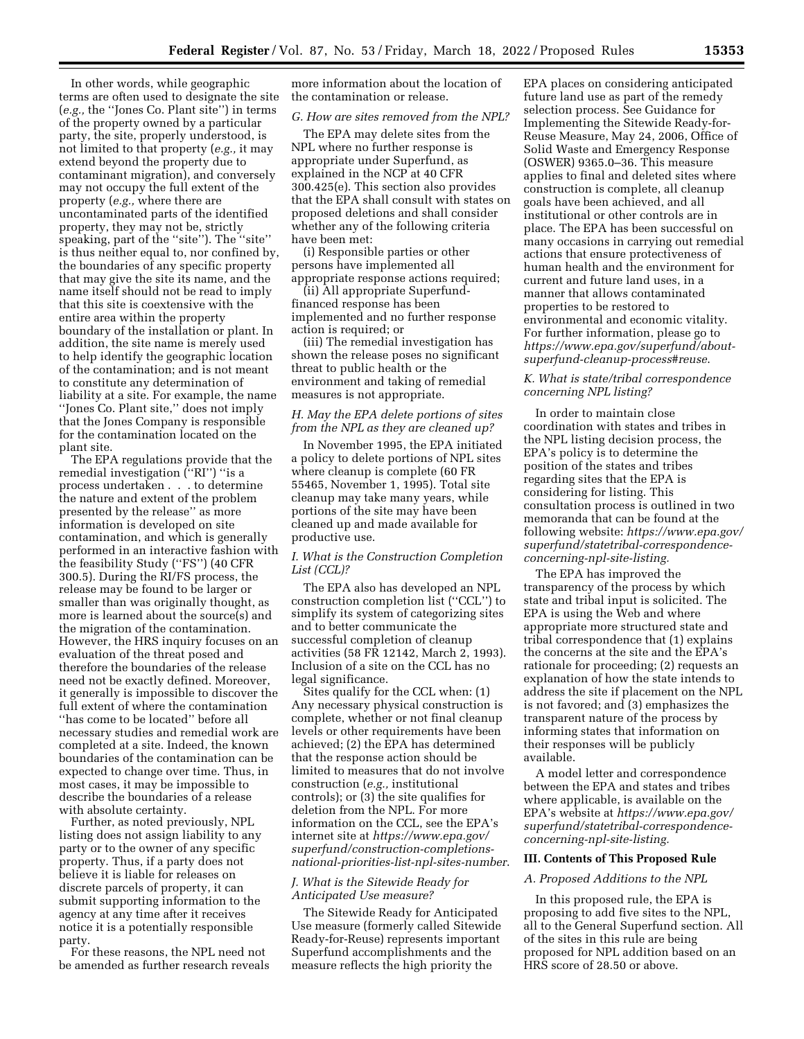In other words, while geographic terms are often used to designate the site (*e.g.,* the ''Jones Co. Plant site'') in terms of the property owned by a particular party, the site, properly understood, is not limited to that property (*e.g.,* it may extend beyond the property due to contaminant migration), and conversely may not occupy the full extent of the property (*e.g.,* where there are uncontaminated parts of the identified property, they may not be, strictly speaking, part of the ''site''). The ''site'' is thus neither equal to, nor confined by, the boundaries of any specific property that may give the site its name, and the name itself should not be read to imply that this site is coextensive with the entire area within the property boundary of the installation or plant. In addition, the site name is merely used to help identify the geographic location of the contamination; and is not meant to constitute any determination of liability at a site. For example, the name ''Jones Co. Plant site,'' does not imply that the Jones Company is responsible for the contamination located on the plant site.

The EPA regulations provide that the remedial investigation (''RI'') ''is a process undertaken . . . to determine the nature and extent of the problem presented by the release'' as more information is developed on site contamination, and which is generally performed in an interactive fashion with the feasibility Study (''FS'') (40 CFR 300.5). During the RI/FS process, the release may be found to be larger or smaller than was originally thought, as more is learned about the source(s) and the migration of the contamination. However, the HRS inquiry focuses on an evaluation of the threat posed and therefore the boundaries of the release need not be exactly defined. Moreover, it generally is impossible to discover the full extent of where the contamination ''has come to be located'' before all necessary studies and remedial work are completed at a site. Indeed, the known boundaries of the contamination can be expected to change over time. Thus, in most cases, it may be impossible to describe the boundaries of a release with absolute certainty.

Further, as noted previously, NPL listing does not assign liability to any party or to the owner of any specific property. Thus, if a party does not believe it is liable for releases on discrete parcels of property, it can submit supporting information to the agency at any time after it receives notice it is a potentially responsible party.

For these reasons, the NPL need not be amended as further research reveals more information about the location of the contamination or release.

### *G. How are sites removed from the NPL?*

The EPA may delete sites from the NPL where no further response is appropriate under Superfund, as explained in the NCP at 40 CFR 300.425(e). This section also provides that the EPA shall consult with states on proposed deletions and shall consider whether any of the following criteria have been met:

(i) Responsible parties or other persons have implemented all appropriate response actions required;

(ii) All appropriate Superfund-financed response has been implemented and no further response action is required; or

(iii) The remedial investigation has shown the release poses no significant threat to public health or the environment and taking of remedial measures is not appropriate.

### *H. May the EPA delete portions of sites from the NPL as they are cleaned up?*

In November 1995, the EPA initiated a policy to delete portions of NPL sites where cleanup is complete (60 FR 55465, November 1, 1995). Total site cleanup may take many years, while portions of the site may have been cleaned up and made available for productive use.

### *I. What is the Construction Completion List (CCL)?*

The EPA also has developed an NPL construction completion list (''CCL'') to simplify its system of categorizing sites and to better communicate the successful completion of cleanup activities (58 FR 12142, March 2, 1993). Inclusion of a site on the CCL has no legal significance.

Sites qualify for the CCL when: (1) Any necessary physical construction is complete, whether or not final cleanup levels or other requirements have been achieved; (2) the EPA has determined that the response action should be limited to measures that do not involve construction (*e.g.,* institutional controls); or (3) the site qualifies for deletion from the NPL. For more information on the CCL, see the EPA's internet site at *https://www.epa.gov/superfund/construction-completions-national-priorities-list-npl-sites-number*.

### *J. What is the Sitewide Ready for Anticipated Use measure?*

The Sitewide Ready for Anticipated Use measure (formerly called Sitewide Ready-for-Reuse) represents important Superfund accomplishments and the measure reflects the high priority the EPA places on considering anticipated future land use as part of the remedy selection process. See Guidance for Implementing the Sitewide Ready-for-Reuse Measure, May 24, 2006, Office of Solid Waste and Emergency Response (OSWER) 9365.0–36. This measure applies to final and deleted sites where construction is complete, all cleanup goals have been achieved, and all institutional or other controls are in place. The EPA has been successful on many occasions in carrying out remedial actions that ensure protectiveness of human health and the environment for current and future land uses, in a manner that allows contaminated properties to be restored to environmental and economic vitality. For further information, please go to *https://www.epa.gov/superfund/about-superfund-cleanup-process#reuse.*

### *K. What is state/tribal correspondence concerning NPL listing?*

In order to maintain close coordination with states and tribes in the NPL listing decision process, the EPA's policy is to determine the position of the states and tribes regarding sites that the EPA is considering for listing. This consultation process is outlined in two memoranda that can be found at the following website: *https://www.epa.gov/superfund/statetribal-correspondence-concerning-npl-site-listing.*

The EPA has improved the transparency of the process by which state and tribal input is solicited. The EPA is using the Web and where appropriate more structured state and tribal correspondence that (1) explains the concerns at the site and the EPA's rationale for proceeding; (2) requests an explanation of how the state intends to address the site if placement on the NPL is not favored; and (3) emphasizes the transparent nature of the process by informing states that information on their responses will be publicly available.

A model letter and correspondence between the EPA and states and tribes where applicable, is available on the EPA's website at *https://www.epa.gov/superfund/statetribal-correspondence-concerning-npl-site-listing.*

## III. Contents of This Proposed Rule

### *A. Proposed Additions to the NPL*

In this proposed rule, the EPA is proposing to add five sites to the NPL, all to the General Superfund section. All of the sites in this rule are being proposed for NPL addition based on an HRS score of 28.50 or above.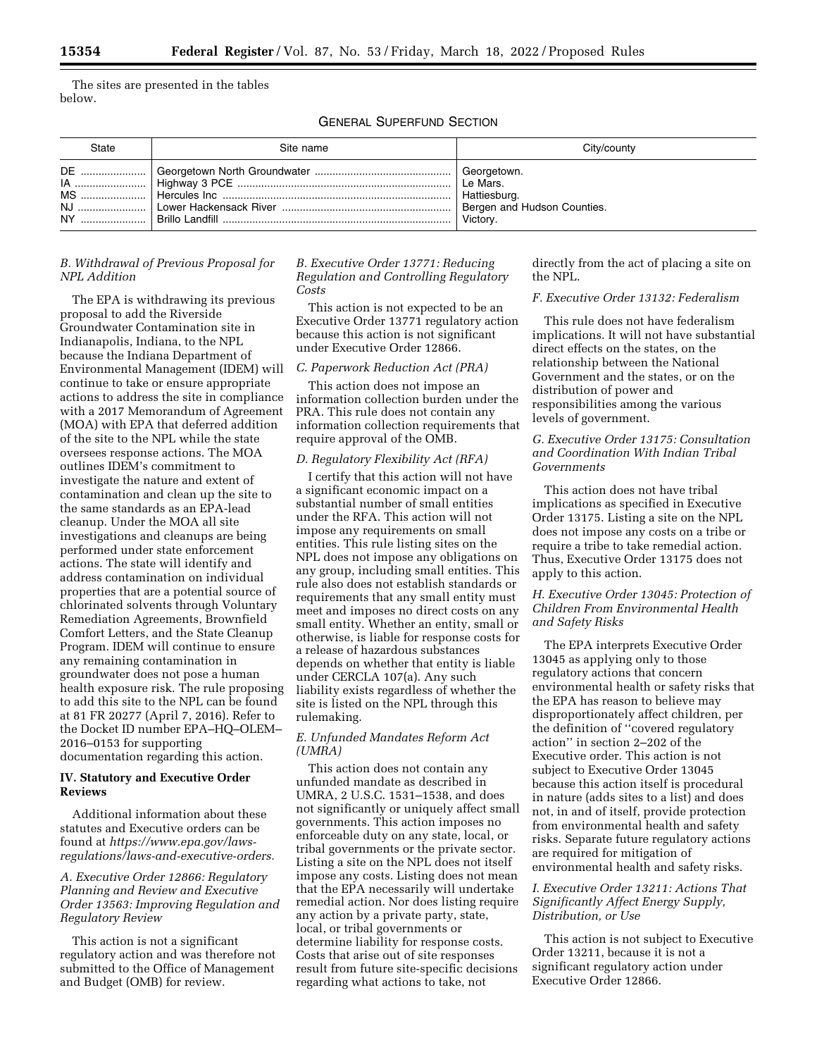The sites are presented in the tables below.

GENERAL SUPERFUND SECTION

| State | Site name | City/county |
| --- | --- | --- |
| DE | Georgetown North Groundwater | Georgetown. |
| IA | Highway 3 PCE | Le Mars. |
| MS | Hercules Inc | Hattiesburg. |
| NJ | Lower Hackensack River | Bergen and Hudson Counties. |
| NY | Brillo Landfill | Victory. |

### *B. Withdrawal of Previous Proposal for NPL Addition*

The EPA is withdrawing its previous proposal to add the Riverside Groundwater Contamination site in Indianapolis, Indiana, to the NPL because the Indiana Department of Environmental Management (IDEM) will continue to take or ensure appropriate actions to address the site in compliance with a 2017 Memorandum of Agreement (MOA) with EPA that deferred addition of the site to the NPL while the state oversees response actions. The MOA outlines IDEM's commitment to investigate the nature and extent of contamination and clean up the site to the same standards as an EPA-lead cleanup. Under the MOA all site investigations and cleanups are being performed under state enforcement actions. The state will identify and address contamination on individual properties that are a potential source of chlorinated solvents through Voluntary Remediation Agreements, Brownfield Comfort Letters, and the State Cleanup Program. IDEM will continue to ensure any remaining contamination in groundwater does not pose a human health exposure risk. The rule proposing to add this site to the NPL can be found at 81 FR 20277 (April 7, 2016). Refer to the Docket ID number EPA–HQ–OLEM–2016–0153 for supporting documentation regarding this action.

## IV. Statutory and Executive Order Reviews

Additional information about these statutes and Executive orders can be found at *https://www.epa.gov/laws-regulations/laws-and-executive-orders.*

### *A. Executive Order 12866: Regulatory Planning and Review and Executive Order 13563: Improving Regulation and Regulatory Review*

This action is not a significant regulatory action and was therefore not submitted to the Office of Management and Budget (OMB) for review.

### *B. Executive Order 13771: Reducing Regulation and Controlling Regulatory Costs*

This action is not expected to be an Executive Order 13771 regulatory action because this action is not significant under Executive Order 12866.

### *C. Paperwork Reduction Act (PRA)*

This action does not impose an information collection burden under the PRA. This rule does not contain any information collection requirements that require approval of the OMB.

### *D. Regulatory Flexibility Act (RFA)*

I certify that this action will not have a significant economic impact on a substantial number of small entities under the RFA. This action will not impose any requirements on small entities. This rule listing sites on the NPL does not impose any obligations on any group, including small entities. This rule also does not establish standards or requirements that any small entity must meet and imposes no direct costs on any small entity. Whether an entity, small or otherwise, is liable for response costs for a release of hazardous substances depends on whether that entity is liable under CERCLA 107(a). Any such liability exists regardless of whether the site is listed on the NPL through this rulemaking.

### *E. Unfunded Mandates Reform Act (UMRA)*

This action does not contain any unfunded mandate as described in UMRA, 2 U.S.C. 1531–1538, and does not significantly or uniquely affect small governments. This action imposes no enforceable duty on any state, local, or tribal governments or the private sector. Listing a site on the NPL does not itself impose any costs. Listing does not mean that the EPA necessarily will undertake remedial action. Nor does listing require any action by a private party, state, local, or tribal governments or determine liability for response costs. Costs that arise out of site responses result from future site-specific decisions regarding what actions to take, not directly from the act of placing a site on the NPL.

### *F. Executive Order 13132: Federalism*

This rule does not have federalism implications. It will not have substantial direct effects on the states, on the relationship between the National Government and the states, or on the distribution of power and responsibilities among the various levels of government.

### *G. Executive Order 13175: Consultation and Coordination With Indian Tribal Governments*

This action does not have tribal implications as specified in Executive Order 13175. Listing a site on the NPL does not impose any costs on a tribe or require a tribe to take remedial action. Thus, Executive Order 13175 does not apply to this action.

### *H. Executive Order 13045: Protection of Children From Environmental Health and Safety Risks*

The EPA interprets Executive Order 13045 as applying only to those regulatory actions that concern environmental health or safety risks that the EPA has reason to believe may disproportionately affect children, per the definition of "covered regulatory action" in section 2–202 of the Executive order. This action is not subject to Executive Order 13045 because this action itself is procedural in nature (adds sites to a list) and does not, in and of itself, provide protection from environmental health and safety risks. Separate future regulatory actions are required for mitigation of environmental health and safety risks.

### *I. Executive Order 13211: Actions That Significantly Affect Energy Supply, Distribution, or Use*

This action is not subject to Executive Order 13211, because it is not a significant regulatory action under Executive Order 12866.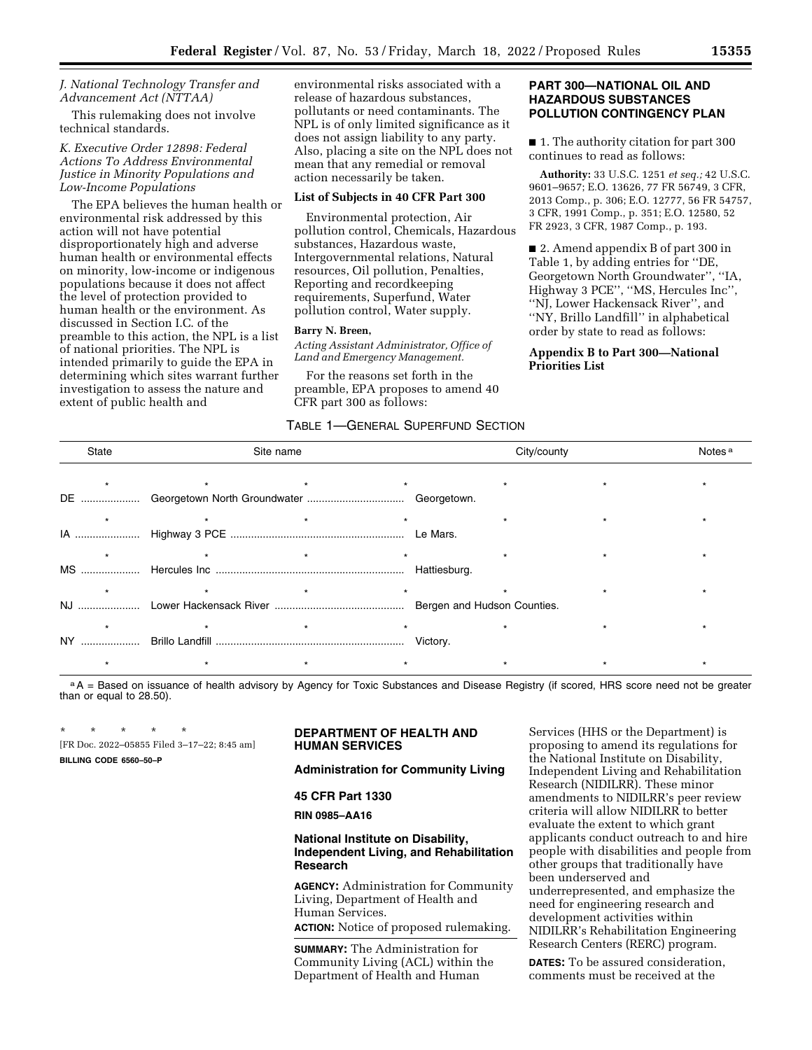*J. National Technology Transfer and Advancement Act (NTTAA)*

This rulemaking does not involve technical standards.

*K. Executive Order 12898: Federal Actions To Address Environmental Justice in Minority Populations and Low-Income Populations*

The EPA believes the human health or environmental risk addressed by this action will not have potential disproportionately high and adverse human health or environmental effects on minority, low-income or indigenous populations because it does not affect the level of protection provided to human health or the environment. As discussed in Section I.C. of the preamble to this action, the NPL is a list of national priorities. The NPL is intended primarily to guide the EPA in determining which sites warrant further investigation to assess the nature and extent of public health and environmental risks associated with a release of hazardous substances, pollutants or need contaminants. The NPL is of only limited significance as it does not assign liability to any party. Also, placing a site on the NPL does not mean that any remedial or removal action necessarily be taken.

**List of Subjects in 40 CFR Part 300**

Environmental protection, Air pollution control, Chemicals, Hazardous substances, Hazardous waste, Intergovernmental relations, Natural resources, Oil pollution, Penalties, Reporting and recordkeeping requirements, Superfund, Water pollution control, Water supply.

**Barry N. Breen,**

*Acting Assistant Administrator, Office of Land and Emergency Management.*

For the reasons set forth in the preamble, EPA proposes to amend 40 CFR part 300 as follows:

**PART 300—NATIONAL OIL AND HAZARDOUS SUBSTANCES POLLUTION CONTINGENCY PLAN**

■ 1. The authority citation for part 300 continues to read as follows:

**Authority:** 33 U.S.C. 1251 *et seq.;* 42 U.S.C. 9601–9657; E.O. 13626, 77 FR 56749, 3 CFR, 2013 Comp., p. 306; E.O. 12777, 56 FR 54757, 3 CFR, 1991 Comp., p. 351; E.O. 12580, 52 FR 2923, 3 CFR, 1987 Comp., p. 193.

■ 2. Amend appendix B of part 300 in Table 1, by adding entries for ''DE, Georgetown North Groundwater'', ''IA, Highway 3 PCE'', ''MS, Hercules Inc'', ''NJ, Lower Hackensack River'', and ''NY, Brillo Landfill'' in alphabetical order by state to read as follows:

**Appendix B to Part 300—National Priorities List**

TABLE 1—GENERAL SUPERFUND SECTION

| State | Site name | City/county | Notes [a] |
|---|---|---|---|
| * | * * * | * * | * |
| DE | Georgetown North Groundwater | Georgetown. | |
| * | * * * | * * | * |
| IA | Highway 3 PCE | Le Mars. | |
| * | * * * | * * | * |
| MS | Hercules Inc | Hattiesburg. | |
| * | * * * | * * | * |
| NJ | Lower Hackensack River | Bergen and Hudson Counties. | |
| * | * * * | * * | * |
| NY | Brillo Landfill | Victory. | |
| * | * * * | * * | * |

[a] A = Based on issuance of health advisory by Agency for Toxic Substances and Disease Registry (if scored, HRS score need not be greater than or equal to 28.50).

\* \* \* \* \*

[FR Doc. 2022–05855 Filed 3–17–22; 8:45 am]

**BILLING CODE 6560–50–P**

**DEPARTMENT OF HEALTH AND HUMAN SERVICES**

**Administration for Community Living**

**45 CFR Part 1330**

**RIN 0985–AA16**

**National Institute on Disability, Independent Living, and Rehabilitation Research**

**AGENCY:** Administration for Community Living, Department of Health and Human Services.

**ACTION:** Notice of proposed rulemaking.

**SUMMARY:** The Administration for Community Living (ACL) within the Department of Health and Human Services (HHS or the Department) is proposing to amend its regulations for the National Institute on Disability, Independent Living and Rehabilitation Research (NIDILRR). These minor amendments to NIDILRR's peer review criteria will allow NIDILRR to better evaluate the extent to which grant applicants conduct outreach to and hire people with disabilities and people from other groups that traditionally have been underserved and underrepresented, and emphasize the need for engineering research and development activities within NIDILRR's Rehabilitation Engineering Research Centers (RERC) program.

**DATES:** To be assured consideration, comments must be received at the